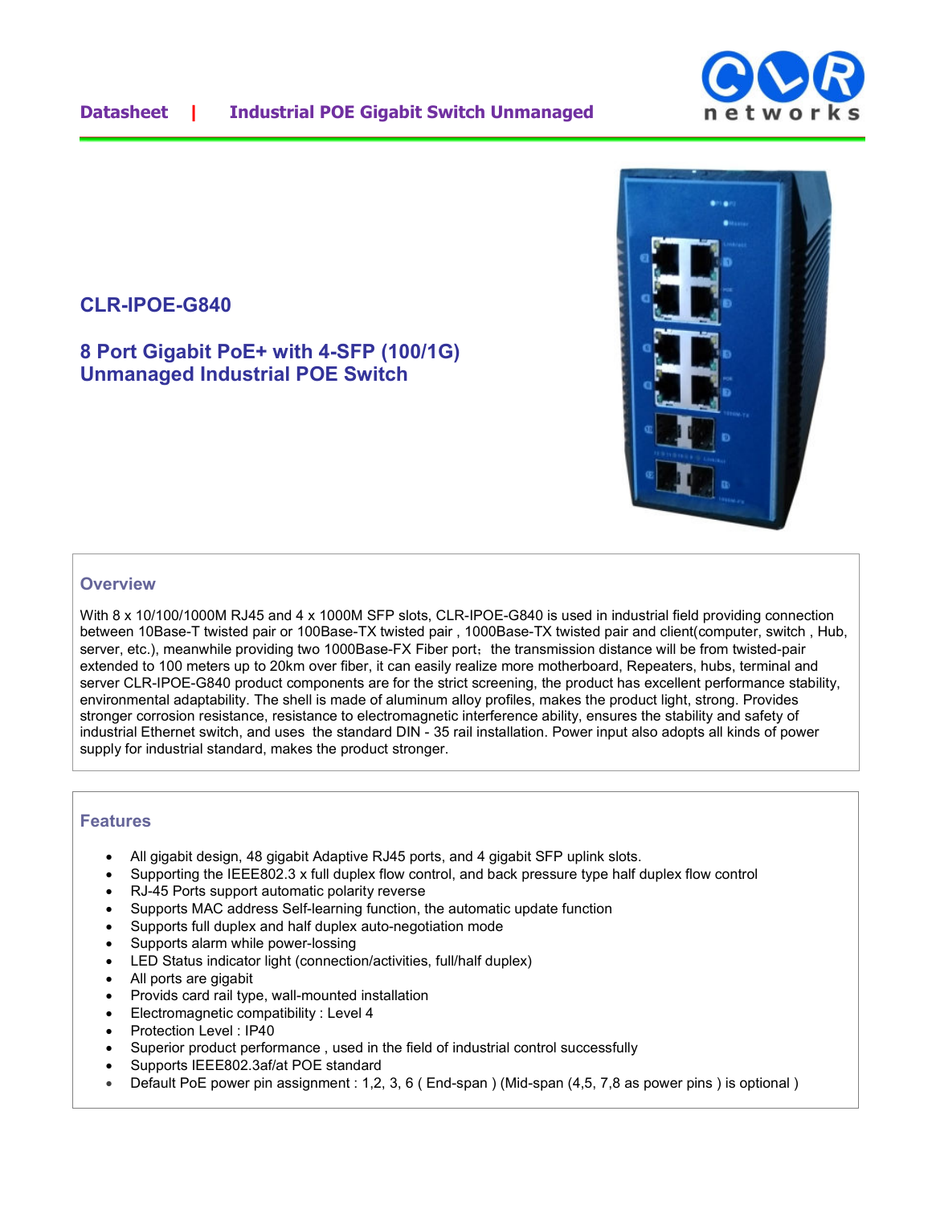Datasheet | Industrial POE Gigabit Switch Unmanaged

## CLR-IPOE-G840

## 8 Port Gigabit PoE+ with 4-SFP (100/1G) Unmanaged Industrial POE Switch

### Overview

With 8 x 10/100/1000M RJ45 and 4 x 1000M SFP slots, CLR-IPOE-G840 is used in industrial field providing connection between 10Base-T twisted pair or 100Base-TX twisted pair , 1000Base-TX twisted pair and client(computer, switch , Hub, server, etc.), meanwhile providing two 1000Base-FX Fiber port; the transmission distance will be from twisted-pair extended to 100 meters up to 20km over fiber, it can easily realize more motherboard, Repeaters, hubs, terminal and server CLR-IPOE-G840 product components are for the strict screening, the product has excellent performance stability, environmental adaptability. The shell is made of aluminum alloy profiles, makes the product light, strong. Provides stronger corrosion resistance, resistance to electromagnetic interference ability, ensures the stability and safety of industrial Ethernet switch, and uses the standard DIN - 35 rail installation. Power input also adopts all kinds of power supply for industrial standard, makes the product stronger.

### Features

- All gigabit design, 48 gigabit Adaptive RJ45 ports, and 4 gigabit SFP uplink slots.
- Supporting the IEEE802.3 x full duplex flow control, and back pressure type half duplex flow control
- RJ-45 Ports support automatic polarity reverse
- Supports MAC address Self-learning function, the automatic update function
- Supports full duplex and half duplex auto-negotiation mode
- Supports alarm while power-lossing
- LED Status indicator light (connection/activities, full/half duplex)
- All ports are gigabit
- Provids card rail type, wall-mounted installation
- Electromagnetic compatibility : Level 4
- Protection Level : IP40
- Superior product performance , used in the field of industrial control successfully
- Supports IEEE802.3af/at POE standard
- Default PoE power pin assignment : 1,2, 3, 6 ( End-span ) (Mid-span (4,5, 7,8 as power pins ) is optional )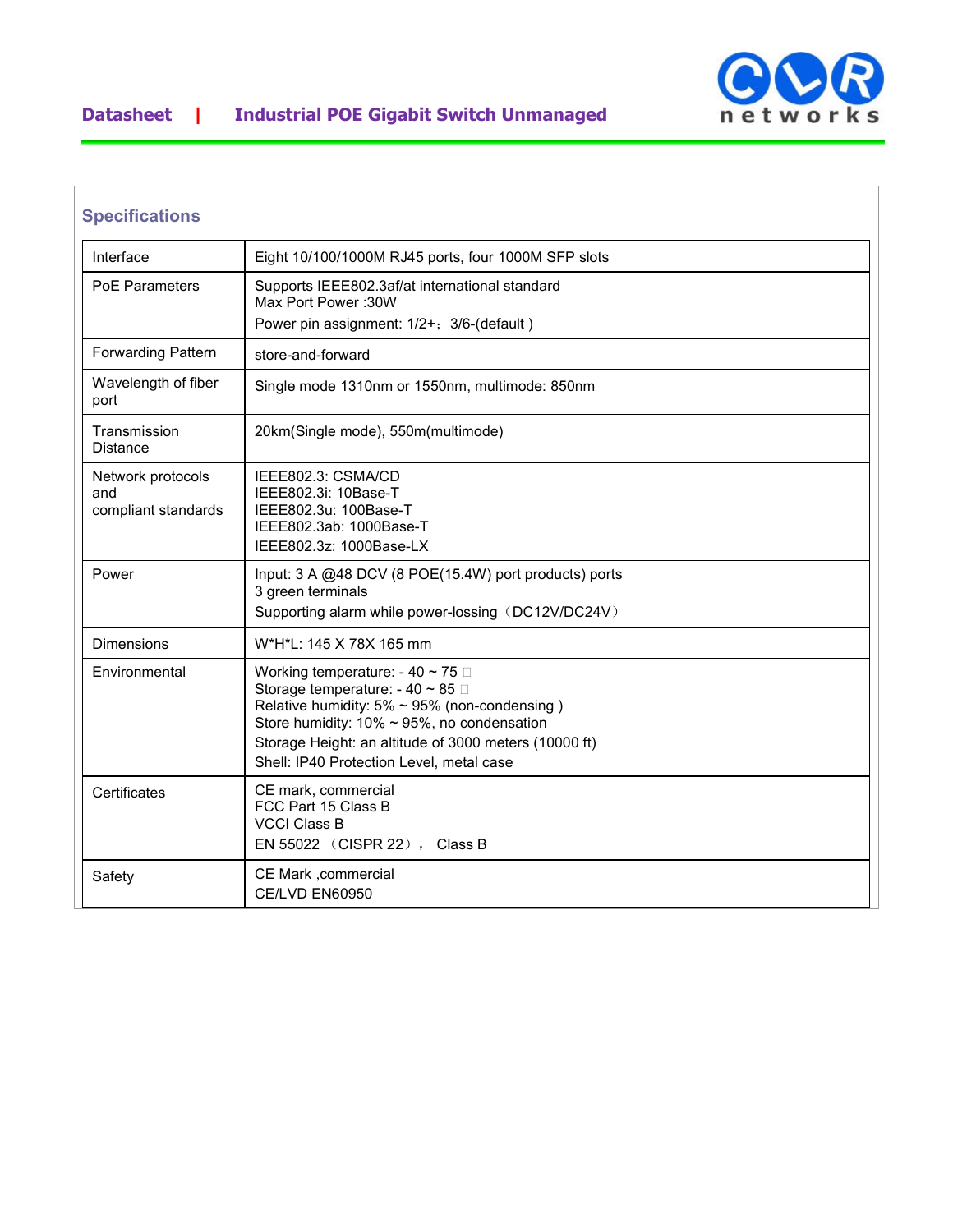## Specifications

| Interface | Eight 10/100/1000M RJ45 ports, four 1000M SFP slots |
|---|---|
| PoE Parameters | Supports IEEE802.3af/at international standard<br>Max Port Power :30W<br>Power pin assignment: 1/2+；3/6-(default ) |
| Forwarding Pattern | store-and-forward |
| Wavelength of fiber port | Single mode 1310nm or 1550nm, multimode: 850nm |
| Transmission Distance | 20km(Single mode), 550m(multimode) |
| Network protocols and compliant standards | IEEE802.3: CSMA/CD<br>IEEE802.3i: 10Base-T<br>IEEE802.3u: 100Base-T<br>IEEE802.3ab: 1000Base-T<br>IEEE802.3z: 1000Base-LX |
| Power | Input: 3 A @48 DCV (8 POE(15.4W) port products) ports<br>3 green terminals<br>Supporting alarm while power-lossing（DC12V/DC24V） |
| Dimensions | W*H*L: 145 X 78X 165 mm |
| Environmental | Working temperature: - 40 ~ 75 <br>Storage temperature: - 40 ~ 85 <br>Relative humidity: 5% ~ 95% (non-condensing )<br>Store humidity: 10% ~ 95%, no condensation<br>Storage Height: an altitude of 3000 meters (10000 ft)<br>Shell: IP40 Protection Level, metal case |
| Certificates | CE mark, commercial<br>FCC Part 15 Class B<br>VCCI Class B<br>EN 55022 （CISPR 22），  Class B |
| Safety | CE Mark ,commercial<br>CE/LVD EN60950 |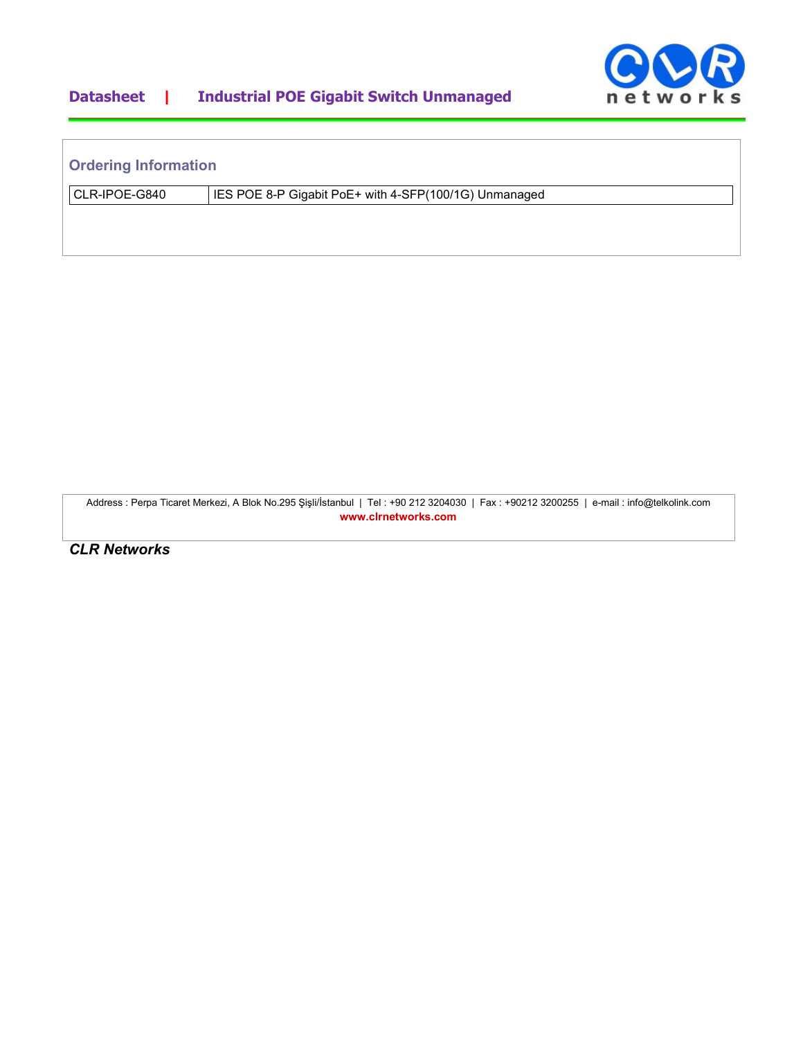## Ordering Information

| | |
|---|---|
| CLR-IPOE-G840 | IES POE 8-P Gigabit PoE+ with 4-SFP(100/1G) Unmanaged |